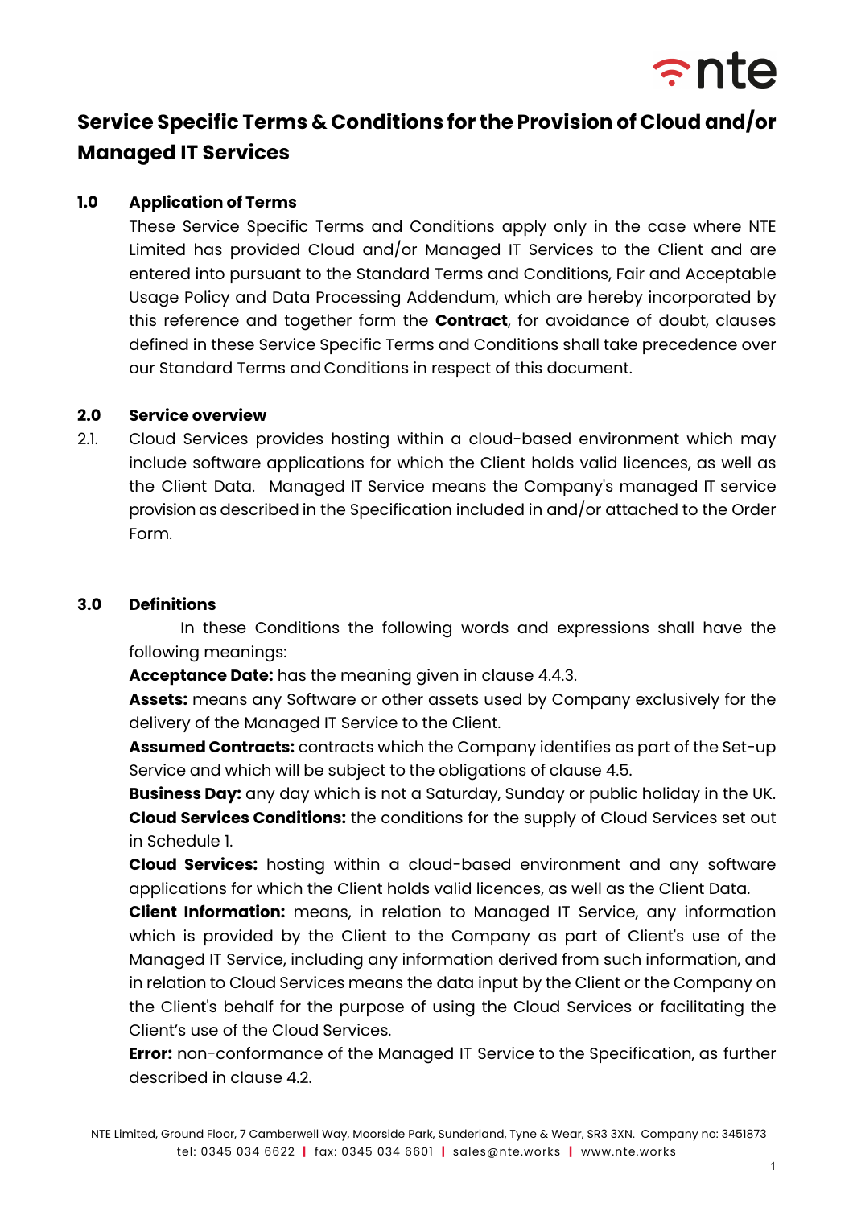# Service Specific Terms & Conditions for the Provision of Cloud and/or Managed IT Services

## 1.0 Application of Terms

These Service Specific Terms and Conditions apply only in the case where NTE Limited has provided Cloud and/or Managed IT Services to the Client and are entered into pursuant to the Standard Terms and Conditions, Fair and Acceptable Usage Policy and Data Processing Addendum, which are hereby incorporated by this reference and together form the **Contract**, for avoidance of doubt, clauses defined in these Service Specific Terms and Conditions shall take precedence over our Standard Terms and Conditions in respect of this document.

## 2.0 Service overview

2.1. Cloud Services provides hosting within a cloud-based environment which may include software applications for which the Client holds valid licences, as well as the Client Data. Managed IT Service means the Company's managed IT service provision as described in the Specification included in and/or attached to the Order Form.

## 3.0 Definitions

In these Conditions the following words and expressions shall have the following meanings:

**Acceptance Date:** has the meaning given in clause 4.4.3.

**Assets:** means any Software or other assets used by Company exclusively for the delivery of the Managed IT Service to the Client.

**Assumed Contracts:** contracts which the Company identifies as part of the Set-up Service and which will be subject to the obligations of clause 4.5.

**Business Day:** any day which is not a Saturday, Sunday or public holiday in the UK.

**Cloud Services Conditions:** the conditions for the supply of Cloud Services set out in Schedule 1.

**Cloud Services:** hosting within a cloud-based environment and any software applications for which the Client holds valid licences, as well as the Client Data.

**Client Information:** means, in relation to Managed IT Service, any information which is provided by the Client to the Company as part of Client's use of the Managed IT Service, including any information derived from such information, and in relation to Cloud Services means the data input by the Client or the Company on the Client's behalf for the purpose of using the Cloud Services or facilitating the Client's use of the Cloud Services.

**Error:** non-conformance of the Managed IT Service to the Specification, as further described in clause 4.2.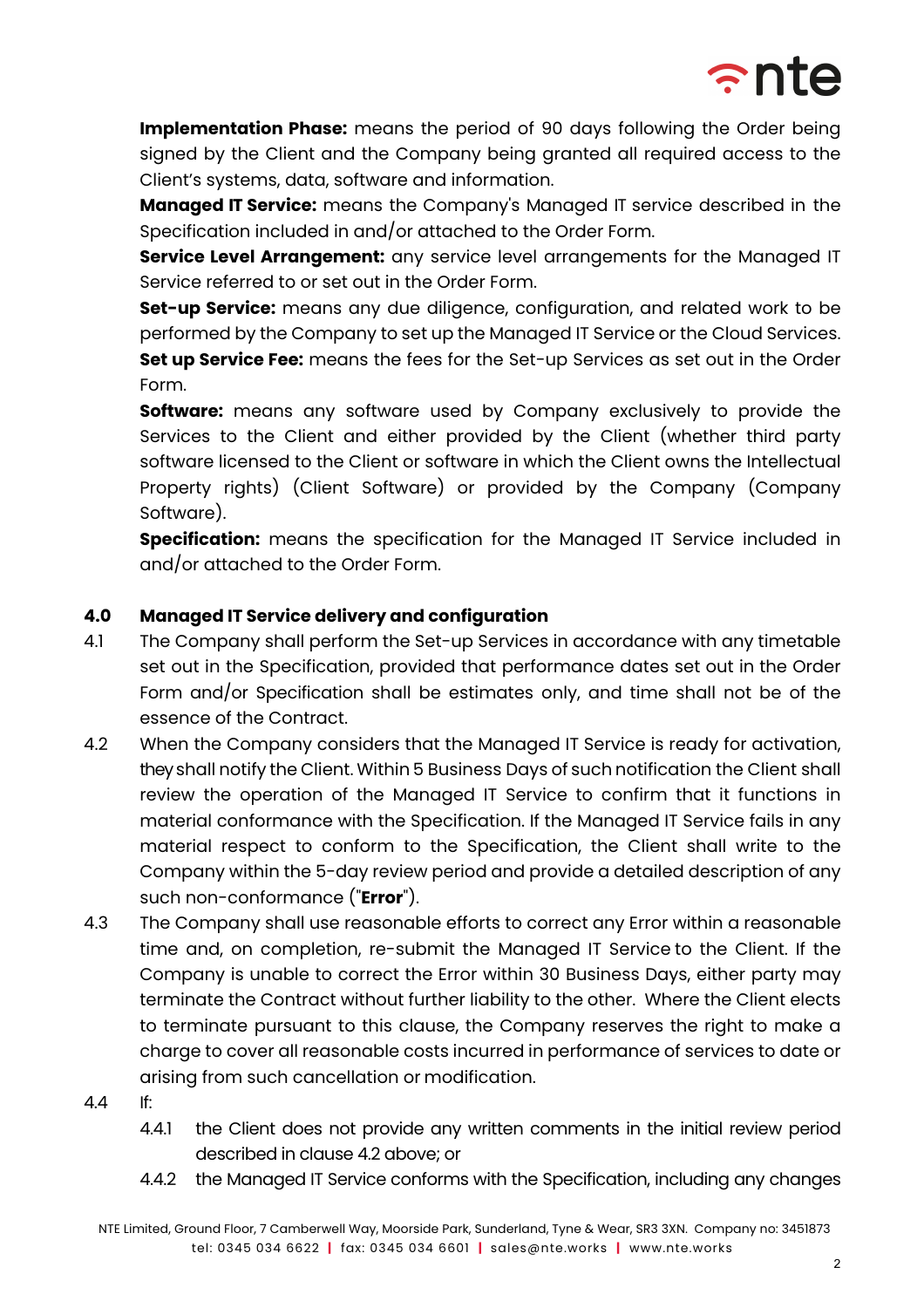**Implementation Phase:** means the period of 90 days following the Order being signed by the Client and the Company being granted all required access to the Client's systems, data, software and information.

**Managed IT Service:** means the Company's Managed IT service described in the Specification included in and/or attached to the Order Form.

**Service Level Arrangement:** any service level arrangements for the Managed IT Service referred to or set out in the Order Form.

**Set-up Service:** means any due diligence, configuration, and related work to be performed by the Company to set up the Managed IT Service or the Cloud Services.

**Set up Service Fee:** means the fees for the Set-up Services as set out in the Order Form.

**Software:** means any software used by Company exclusively to provide the Services to the Client and either provided by the Client (whether third party software licensed to the Client or software in which the Client owns the Intellectual Property rights) (Client Software) or provided by the Company (Company Software).

**Specification:** means the specification for the Managed IT Service included in and/or attached to the Order Form.

## 4.0 Managed IT Service delivery and configuration

4.1 The Company shall perform the Set-up Services in accordance with any timetable set out in the Specification, provided that performance dates set out in the Order Form and/or Specification shall be estimates only, and time shall not be of the essence of the Contract.

4.2 When the Company considers that the Managed IT Service is ready for activation, they shall notify the Client. Within 5 Business Days of such notification the Client shall review the operation of the Managed IT Service to confirm that it functions in material conformance with the Specification. If the Managed IT Service fails in any material respect to conform to the Specification, the Client shall write to the Company within the 5-day review period and provide a detailed description of any such non-conformance ("**Error**").

4.3 The Company shall use reasonable efforts to correct any Error within a reasonable time and, on completion, re-submit the Managed IT Service to the Client. If the Company is unable to correct the Error within 30 Business Days, either party may terminate the Contract without further liability to the other. Where the Client elects to terminate pursuant to this clause, the Company reserves the right to make a charge to cover all reasonable costs incurred in performance of services to date or arising from such cancellation or modification.

4.4 If:

4.4.1 the Client does not provide any written comments in the initial review period described in clause 4.2 above; or

4.4.2 the Managed IT Service conforms with the Specification, including any changes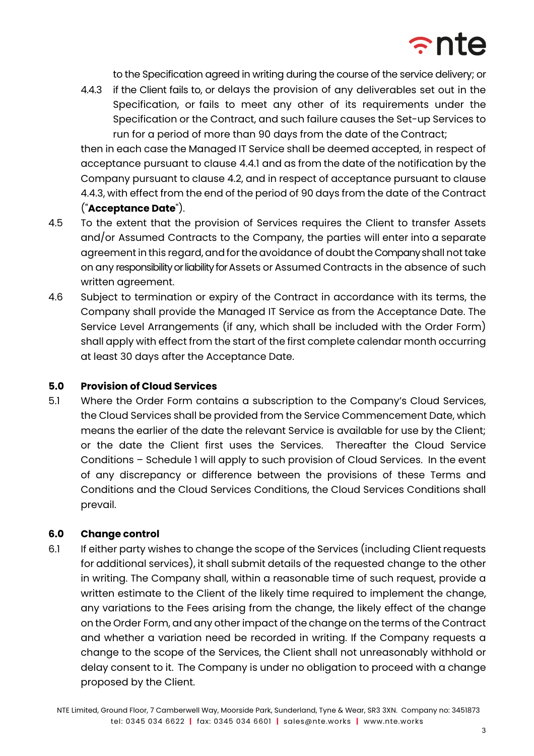to the Specification agreed in writing during the course of the service delivery; or

4.4.3 if the Client fails to, or delays the provision of any deliverables set out in the Specification, or fails to meet any other of its requirements under the Specification or the Contract, and such failure causes the Set-up Services to run for a period of more than 90 days from the date of the Contract;

then in each case the Managed IT Service shall be deemed accepted, in respect of acceptance pursuant to clause 4.4.1 and as from the date of the notification by the Company pursuant to clause 4.2, and in respect of acceptance pursuant to clause 4.4.3, with effect from the end of the period of 90 days from the date of the Contract ("**Acceptance Date**").

4.5 To the extent that the provision of Services requires the Client to transfer Assets and/or Assumed Contracts to the Company, the parties will enter into a separate agreement in this regard, and for the avoidance of doubt the Company shall not take on any responsibility or liability for Assets or Assumed Contracts in the absence of such written agreement.

4.6 Subject to termination or expiry of the Contract in accordance with its terms, the Company shall provide the Managed IT Service as from the Acceptance Date. The Service Level Arrangements (if any, which shall be included with the Order Form) shall apply with effect from the start of the first complete calendar month occurring at least 30 days after the Acceptance Date.

## 5.0 Provision of Cloud Services

5.1 Where the Order Form contains a subscription to the Company's Cloud Services, the Cloud Services shall be provided from the Service Commencement Date, which means the earlier of the date the relevant Service is available for use by the Client; or the date the Client first uses the Services. Thereafter the Cloud Service Conditions – Schedule 1 will apply to such provision of Cloud Services. In the event of any discrepancy or difference between the provisions of these Terms and Conditions and the Cloud Services Conditions, the Cloud Services Conditions shall prevail.

## 6.0 Change control

6.1 If either party wishes to change the scope of the Services (including Client requests for additional services), it shall submit details of the requested change to the other in writing. The Company shall, within a reasonable time of such request, provide a written estimate to the Client of the likely time required to implement the change, any variations to the Fees arising from the change, the likely effect of the change on the Order Form, and any other impact of the change on the terms of the Contract and whether a variation need be recorded in writing. If the Company requests a change to the scope of the Services, the Client shall not unreasonably withhold or delay consent to it. The Company is under no obligation to proceed with a change proposed by the Client.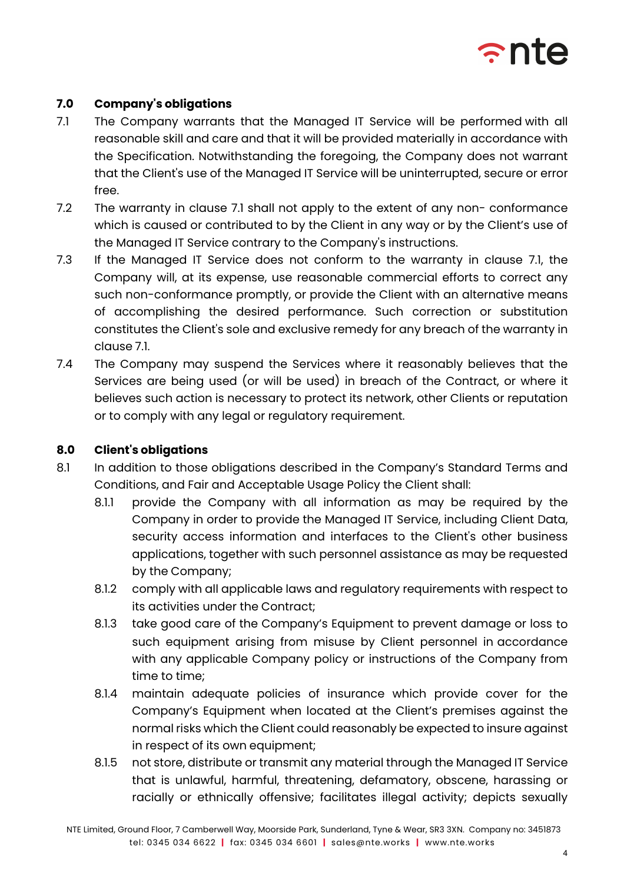## 7.0 Company's obligations

7.1 The Company warrants that the Managed IT Service will be performed with all reasonable skill and care and that it will be provided materially in accordance with the Specification. Notwithstanding the foregoing, the Company does not warrant that the Client's use of the Managed IT Service will be uninterrupted, secure or error free.

7.2 The warranty in clause 7.1 shall not apply to the extent of any non- conformance which is caused or contributed to by the Client in any way or by the Client's use of the Managed IT Service contrary to the Company's instructions.

7.3 If the Managed IT Service does not conform to the warranty in clause 7.1, the Company will, at its expense, use reasonable commercial efforts to correct any such non-conformance promptly, or provide the Client with an alternative means of accomplishing the desired performance. Such correction or substitution constitutes the Client's sole and exclusive remedy for any breach of the warranty in clause 7.1.

7.4 The Company may suspend the Services where it reasonably believes that the Services are being used (or will be used) in breach of the Contract, or where it believes such action is necessary to protect its network, other Clients or reputation or to comply with any legal or regulatory requirement.

## 8.0 Client's obligations

8.1 In addition to those obligations described in the Company's Standard Terms and Conditions, and Fair and Acceptable Usage Policy the Client shall:

8.1.1 provide the Company with all information as may be required by the Company in order to provide the Managed IT Service, including Client Data, security access information and interfaces to the Client's other business applications, together with such personnel assistance as may be requested by the Company;

8.1.2 comply with all applicable laws and regulatory requirements with respect to its activities under the Contract;

8.1.3 take good care of the Company's Equipment to prevent damage or loss to such equipment arising from misuse by Client personnel in accordance with any applicable Company policy or instructions of the Company from time to time;

8.1.4 maintain adequate policies of insurance which provide cover for the Company's Equipment when located at the Client's premises against the normal risks which the Client could reasonably be expected to insure against in respect of its own equipment;

8.1.5 not store, distribute or transmit any material through the Managed IT Service that is unlawful, harmful, threatening, defamatory, obscene, harassing or racially or ethnically offensive; facilitates illegal activity; depicts sexually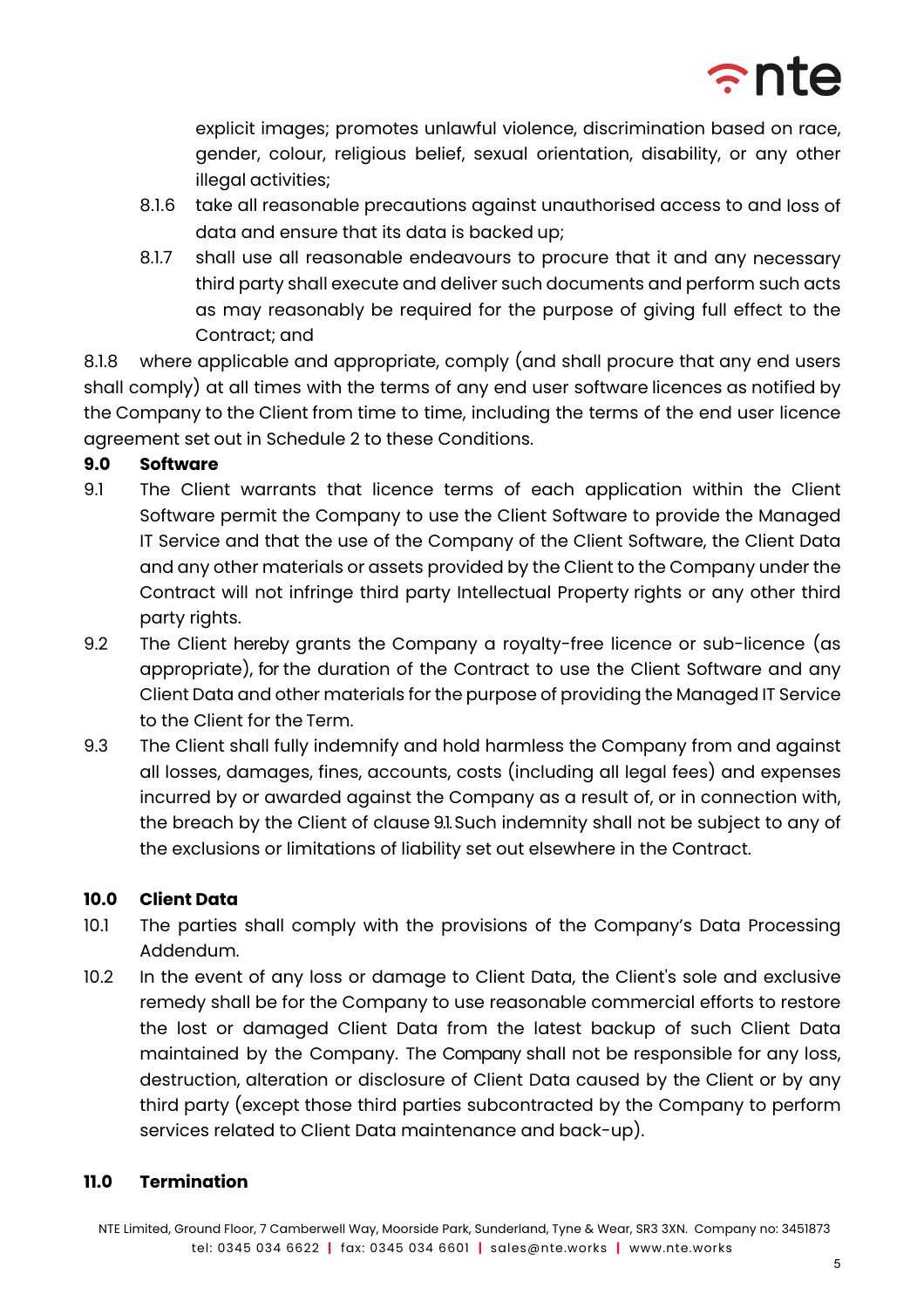explicit images; promotes unlawful violence, discrimination based on race, gender, colour, religious belief, sexual orientation, disability, or any other illegal activities;

8.1.6 take all reasonable precautions against unauthorised access to and loss of data and ensure that its data is backed up;

8.1.7 shall use all reasonable endeavours to procure that it and any necessary third party shall execute and deliver such documents and perform such acts as may reasonably be required for the purpose of giving full effect to the Contract; and

8.1.8 where applicable and appropriate, comply (and shall procure that any end users shall comply) at all times with the terms of any end user software licences as notified by the Company to the Client from time to time, including the terms of the end user licence agreement set out in Schedule 2 to these Conditions.

**9.0 Software**

9.1 The Client warrants that licence terms of each application within the Client Software permit the Company to use the Client Software to provide the Managed IT Service and that the use of the Company of the Client Software, the Client Data and any other materials or assets provided by the Client to the Company under the Contract will not infringe third party Intellectual Property rights or any other third party rights.

9.2 The Client hereby grants the Company a royalty-free licence or sub-licence (as appropriate), for the duration of the Contract to use the Client Software and any Client Data and other materials for the purpose of providing the Managed IT Service to the Client for the Term.

9.3 The Client shall fully indemnify and hold harmless the Company from and against all losses, damages, fines, accounts, costs (including all legal fees) and expenses incurred by or awarded against the Company as a result of, or in connection with, the breach by the Client of clause 9.1. Such indemnity shall not be subject to any of the exclusions or limitations of liability set out elsewhere in the Contract.

**10.0 Client Data**

10.1 The parties shall comply with the provisions of the Company's Data Processing Addendum.

10.2 In the event of any loss or damage to Client Data, the Client's sole and exclusive remedy shall be for the Company to use reasonable commercial efforts to restore the lost or damaged Client Data from the latest backup of such Client Data maintained by the Company. The Company shall not be responsible for any loss, destruction, alteration or disclosure of Client Data caused by the Client or by any third party (except those third parties subcontracted by the Company to perform services related to Client Data maintenance and back-up).

**11.0 Termination**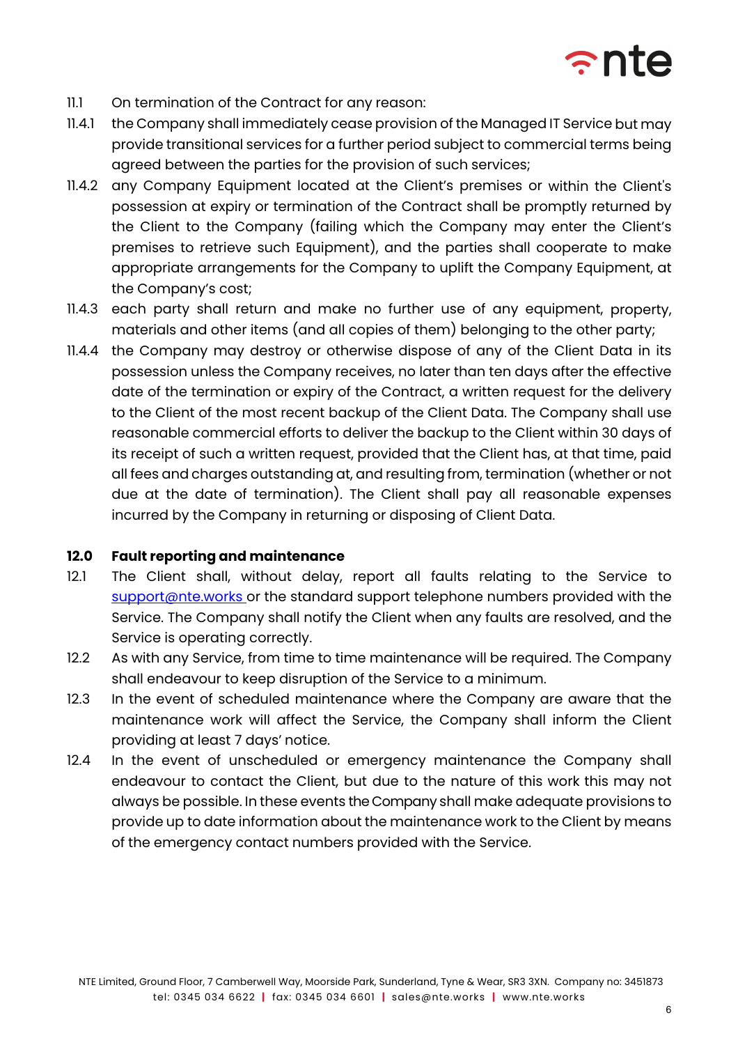11.1 On termination of the Contract for any reason:

11.4.1 the Company shall immediately cease provision of the Managed IT Service but may provide transitional services for a further period subject to commercial terms being agreed between the parties for the provision of such services;

11.4.2 any Company Equipment located at the Client's premises or within the Client's possession at expiry or termination of the Contract shall be promptly returned by the Client to the Company (failing which the Company may enter the Client's premises to retrieve such Equipment), and the parties shall cooperate to make appropriate arrangements for the Company to uplift the Company Equipment, at the Company's cost;

11.4.3 each party shall return and make no further use of any equipment, property, materials and other items (and all copies of them) belonging to the other party;

11.4.4 the Company may destroy or otherwise dispose of any of the Client Data in its possession unless the Company receives, no later than ten days after the effective date of the termination or expiry of the Contract, a written request for the delivery to the Client of the most recent backup of the Client Data. The Company shall use reasonable commercial efforts to deliver the backup to the Client within 30 days of its receipt of such a written request, provided that the Client has, at that time, paid all fees and charges outstanding at, and resulting from, termination (whether or not due at the date of termination). The Client shall pay all reasonable expenses incurred by the Company in returning or disposing of Client Data.

## 12.0 Fault reporting and maintenance

12.1 The Client shall, without delay, report all faults relating to the Service to support@nte.works or the standard support telephone numbers provided with the Service. The Company shall notify the Client when any faults are resolved, and the Service is operating correctly.

12.2 As with any Service, from time to time maintenance will be required. The Company shall endeavour to keep disruption of the Service to a minimum.

12.3 In the event of scheduled maintenance where the Company are aware that the maintenance work will affect the Service, the Company shall inform the Client providing at least 7 days' notice.

12.4 In the event of unscheduled or emergency maintenance the Company shall endeavour to contact the Client, but due to the nature of this work this may not always be possible. In these events the Company shall make adequate provisions to provide up to date information about the maintenance work to the Client by means of the emergency contact numbers provided with the Service.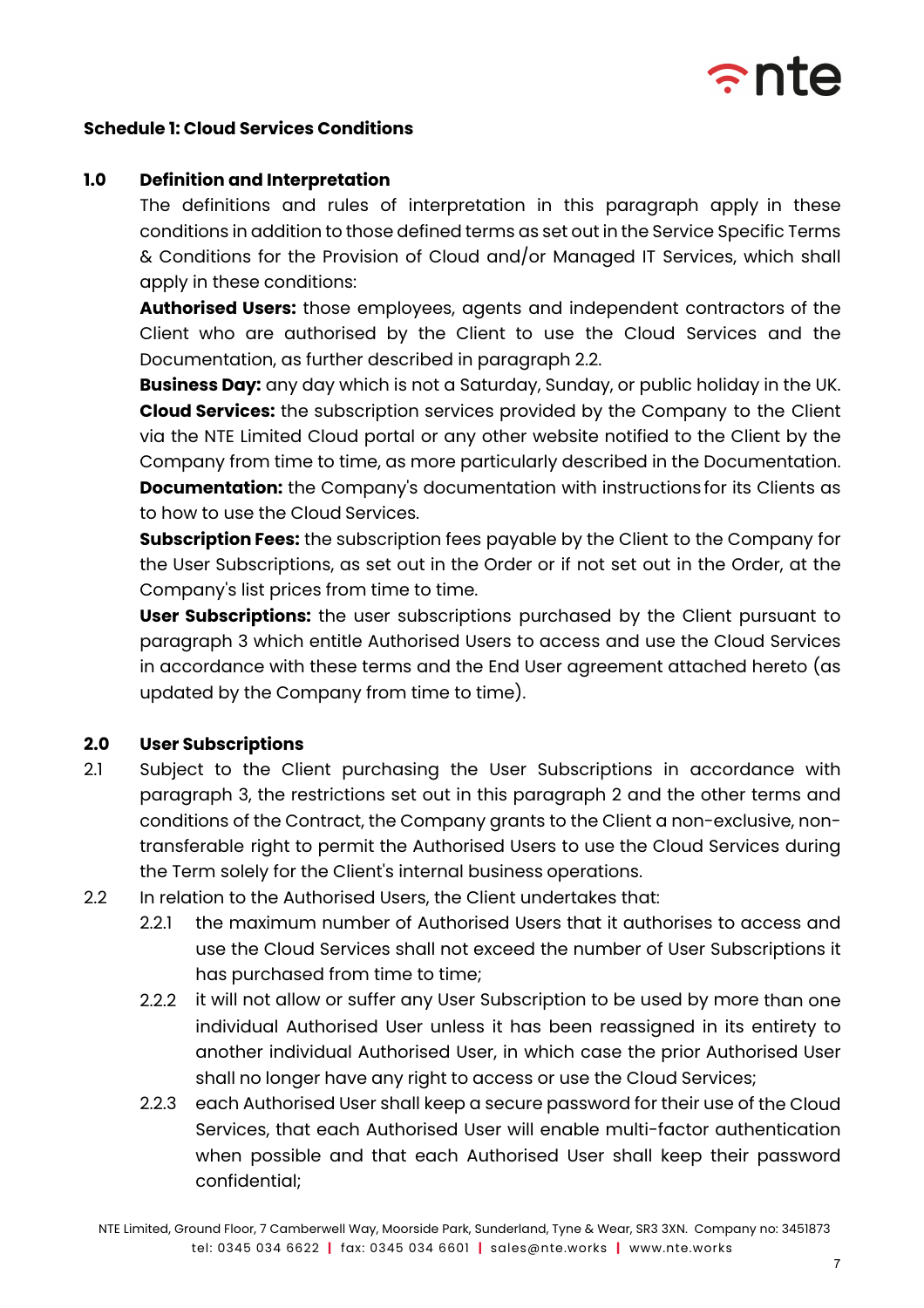**Schedule 1: Cloud Services Conditions**

**1.0 Definition and Interpretation**

The definitions and rules of interpretation in this paragraph apply in these conditions in addition to those defined terms as set out in the Service Specific Terms & Conditions for the Provision of Cloud and/or Managed IT Services, which shall apply in these conditions:

**Authorised Users:** those employees, agents and independent contractors of the Client who are authorised by the Client to use the Cloud Services and the Documentation, as further described in paragraph 2.2.

**Business Day:** any day which is not a Saturday, Sunday, or public holiday in the UK.

**Cloud Services:** the subscription services provided by the Company to the Client via the NTE Limited Cloud portal or any other website notified to the Client by the Company from time to time, as more particularly described in the Documentation.

**Documentation:** the Company's documentation with instructions for its Clients as to how to use the Cloud Services.

**Subscription Fees:** the subscription fees payable by the Client to the Company for the User Subscriptions, as set out in the Order or if not set out in the Order, at the Company's list prices from time to time.

**User Subscriptions:** the user subscriptions purchased by the Client pursuant to paragraph 3 which entitle Authorised Users to access and use the Cloud Services in accordance with these terms and the End User agreement attached hereto (as updated by the Company from time to time).

**2.0 User Subscriptions**

2.1 Subject to the Client purchasing the User Subscriptions in accordance with paragraph 3, the restrictions set out in this paragraph 2 and the other terms and conditions of the Contract, the Company grants to the Client a non-exclusive, non-transferable right to permit the Authorised Users to use the Cloud Services during the Term solely for the Client's internal business operations.

2.2 In relation to the Authorised Users, the Client undertakes that:

2.2.1 the maximum number of Authorised Users that it authorises to access and use the Cloud Services shall not exceed the number of User Subscriptions it has purchased from time to time;

2.2.2 it will not allow or suffer any User Subscription to be used by more than one individual Authorised User unless it has been reassigned in its entirety to another individual Authorised User, in which case the prior Authorised User shall no longer have any right to access or use the Cloud Services;

2.2.3 each Authorised User shall keep a secure password for their use of the Cloud Services, that each Authorised User will enable multi-factor authentication when possible and that each Authorised User shall keep their password confidential;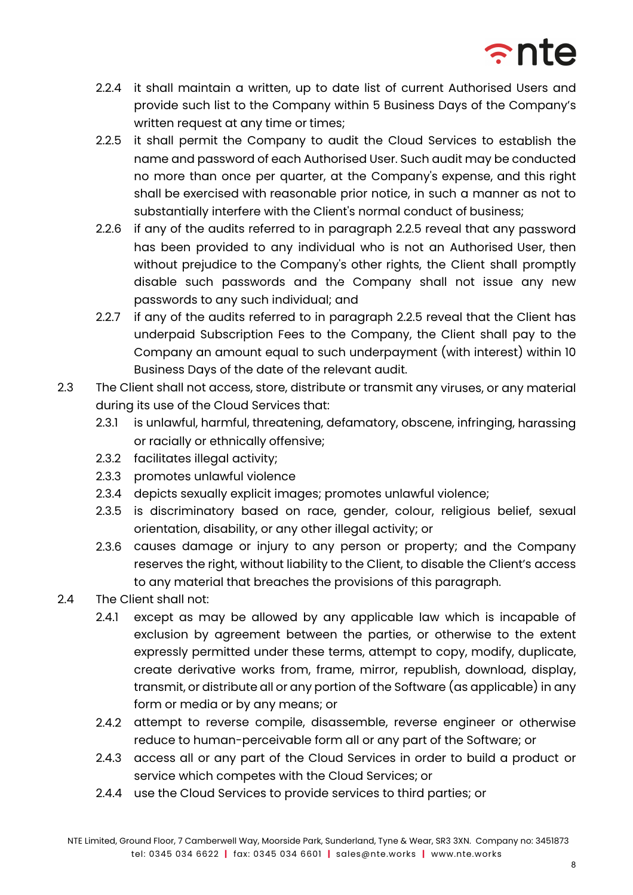2.2.4 it shall maintain a written, up to date list of current Authorised Users and provide such list to the Company within 5 Business Days of the Company's written request at any time or times;

2.2.5 it shall permit the Company to audit the Cloud Services to establish the name and password of each Authorised User. Such audit may be conducted no more than once per quarter, at the Company's expense, and this right shall be exercised with reasonable prior notice, in such a manner as not to substantially interfere with the Client's normal conduct of business;

2.2.6 if any of the audits referred to in paragraph 2.2.5 reveal that any password has been provided to any individual who is not an Authorised User, then without prejudice to the Company's other rights, the Client shall promptly disable such passwords and the Company shall not issue any new passwords to any such individual; and

2.2.7 if any of the audits referred to in paragraph 2.2.5 reveal that the Client has underpaid Subscription Fees to the Company, the Client shall pay to the Company an amount equal to such underpayment (with interest) within 10 Business Days of the date of the relevant audit.

2.3 The Client shall not access, store, distribute or transmit any viruses, or any material during its use of the Cloud Services that:

2.3.1 is unlawful, harmful, threatening, defamatory, obscene, infringing, harassing or racially or ethnically offensive;

2.3.2 facilitates illegal activity;

2.3.3 promotes unlawful violence

2.3.4 depicts sexually explicit images; promotes unlawful violence;

2.3.5 is discriminatory based on race, gender, colour, religious belief, sexual orientation, disability, or any other illegal activity; or

2.3.6 causes damage or injury to any person or property; and the Company reserves the right, without liability to the Client, to disable the Client's access to any material that breaches the provisions of this paragraph.

2.4 The Client shall not:

2.4.1 except as may be allowed by any applicable law which is incapable of exclusion by agreement between the parties, or otherwise to the extent expressly permitted under these terms, attempt to copy, modify, duplicate, create derivative works from, frame, mirror, republish, download, display, transmit, or distribute all or any portion of the Software (as applicable) in any form or media or by any means; or

2.4.2 attempt to reverse compile, disassemble, reverse engineer or otherwise reduce to human-perceivable form all or any part of the Software; or

2.4.3 access all or any part of the Cloud Services in order to build a product or service which competes with the Cloud Services; or

2.4.4 use the Cloud Services to provide services to third parties; or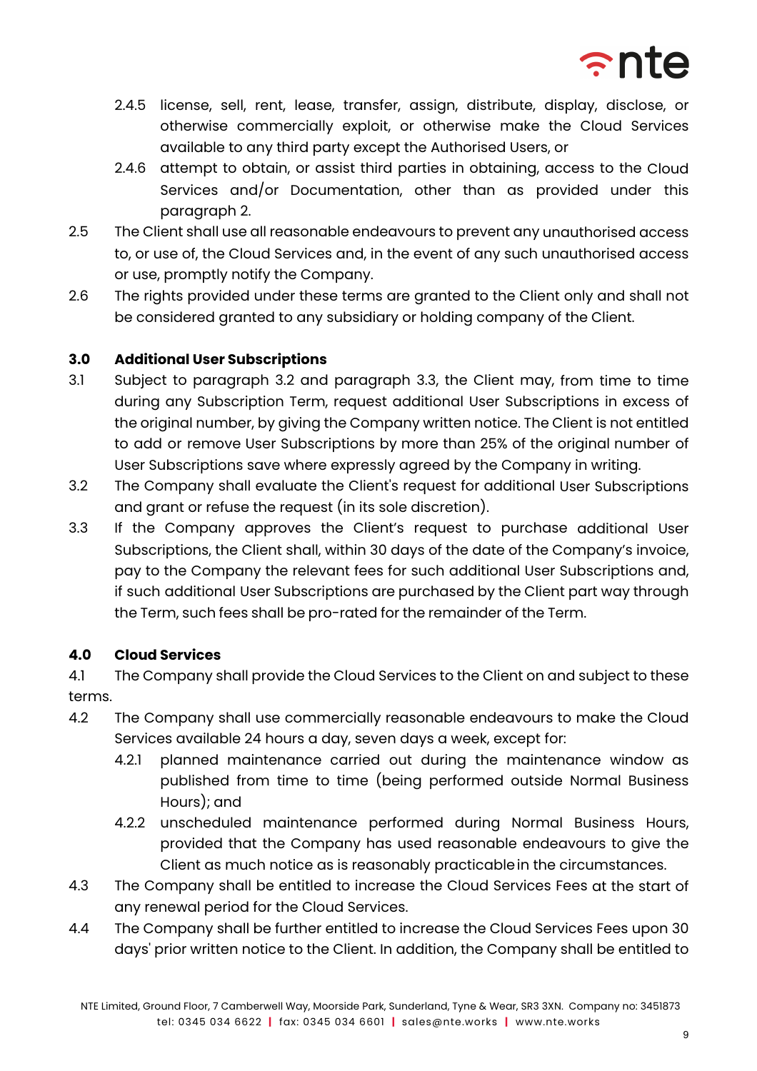2.4.5 license, sell, rent, lease, transfer, assign, distribute, display, disclose, or otherwise commercially exploit, or otherwise make the Cloud Services available to any third party except the Authorised Users, or

2.4.6 attempt to obtain, or assist third parties in obtaining, access to the Cloud Services and/or Documentation, other than as provided under this paragraph 2.

2.5 The Client shall use all reasonable endeavours to prevent any unauthorised access to, or use of, the Cloud Services and, in the event of any such unauthorised access or use, promptly notify the Company.

2.6 The rights provided under these terms are granted to the Client only and shall not be considered granted to any subsidiary or holding company of the Client.

**3.0 Additional User Subscriptions**

3.1 Subject to paragraph 3.2 and paragraph 3.3, the Client may, from time to time during any Subscription Term, request additional User Subscriptions in excess of the original number, by giving the Company written notice. The Client is not entitled to add or remove User Subscriptions by more than 25% of the original number of User Subscriptions save where expressly agreed by the Company in writing.

3.2 The Company shall evaluate the Client's request for additional User Subscriptions and grant or refuse the request (in its sole discretion).

3.3 If the Company approves the Client's request to purchase additional User Subscriptions, the Client shall, within 30 days of the date of the Company's invoice, pay to the Company the relevant fees for such additional User Subscriptions and, if such additional User Subscriptions are purchased by the Client part way through the Term, such fees shall be pro-rated for the remainder of the Term.

**4.0 Cloud Services**

4.1 The Company shall provide the Cloud Services to the Client on and subject to these terms.

4.2 The Company shall use commercially reasonable endeavours to make the Cloud Services available 24 hours a day, seven days a week, except for:

4.2.1 planned maintenance carried out during the maintenance window as published from time to time (being performed outside Normal Business Hours); and

4.2.2 unscheduled maintenance performed during Normal Business Hours, provided that the Company has used reasonable endeavours to give the Client as much notice as is reasonably practicable in the circumstances.

4.3 The Company shall be entitled to increase the Cloud Services Fees at the start of any renewal period for the Cloud Services.

4.4 The Company shall be further entitled to increase the Cloud Services Fees upon 30 days' prior written notice to the Client. In addition, the Company shall be entitled to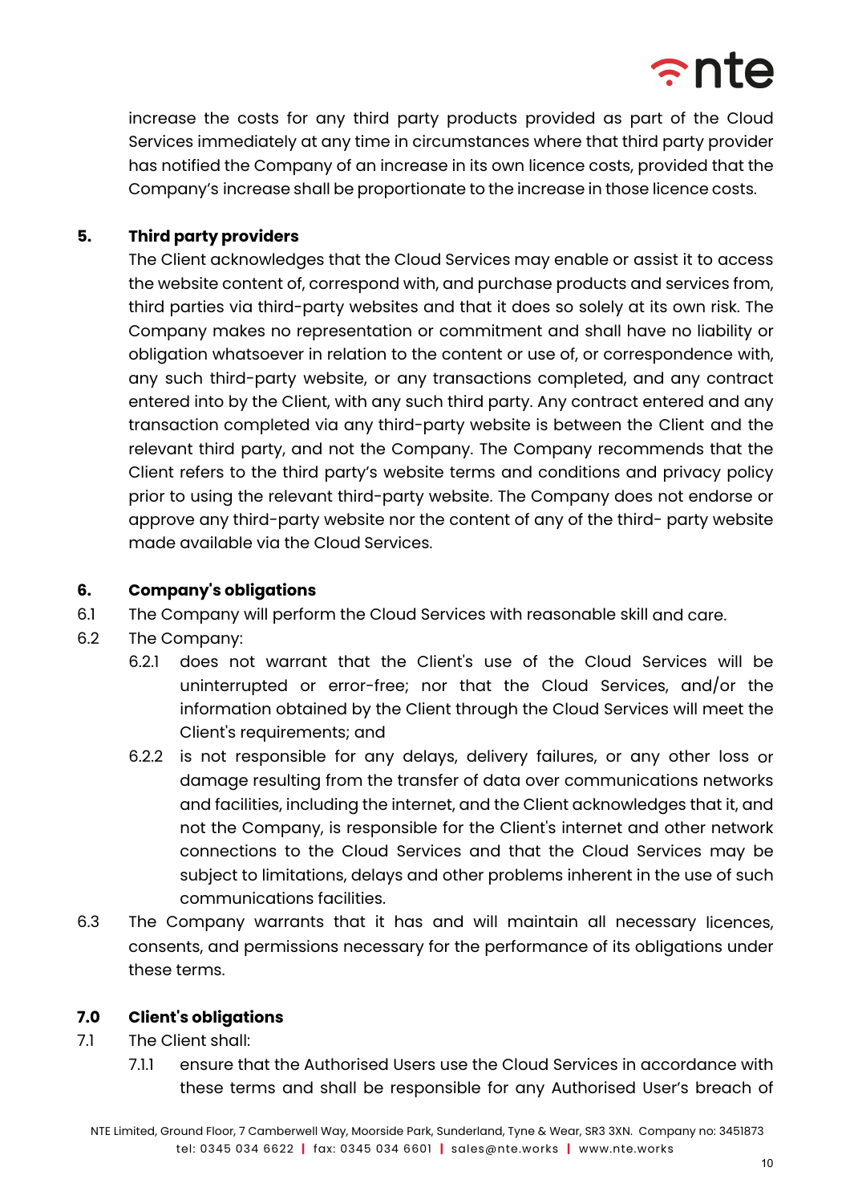increase the costs for any third party products provided as part of the Cloud Services immediately at any time in circumstances where that third party provider has notified the Company of an increase in its own licence costs, provided that the Company's increase shall be proportionate to the increase in those licence costs.

## 5. Third party providers

The Client acknowledges that the Cloud Services may enable or assist it to access the website content of, correspond with, and purchase products and services from, third parties via third-party websites and that it does so solely at its own risk. The Company makes no representation or commitment and shall have no liability or obligation whatsoever in relation to the content or use of, or correspondence with, any such third-party website, or any transactions completed, and any contract entered into by the Client, with any such third party. Any contract entered and any transaction completed via any third-party website is between the Client and the relevant third party, and not the Company. The Company recommends that the Client refers to the third party's website terms and conditions and privacy policy prior to using the relevant third-party website. The Company does not endorse or approve any third-party website nor the content of any of the third- party website made available via the Cloud Services.

## 6. Company's obligations

6.1 The Company will perform the Cloud Services with reasonable skill and care.

6.2 The Company:

6.2.1 does not warrant that the Client's use of the Cloud Services will be uninterrupted or error-free; nor that the Cloud Services, and/or the information obtained by the Client through the Cloud Services will meet the Client's requirements; and

6.2.2 is not responsible for any delays, delivery failures, or any other loss or damage resulting from the transfer of data over communications networks and facilities, including the internet, and the Client acknowledges that it, and not the Company, is responsible for the Client's internet and other network connections to the Cloud Services and that the Cloud Services may be subject to limitations, delays and other problems inherent in the use of such communications facilities.

6.3 The Company warrants that it has and will maintain all necessary licences, consents, and permissions necessary for the performance of its obligations under these terms.

## 7.0 Client's obligations

7.1 The Client shall:

7.1.1 ensure that the Authorised Users use the Cloud Services in accordance with these terms and shall be responsible for any Authorised User's breach of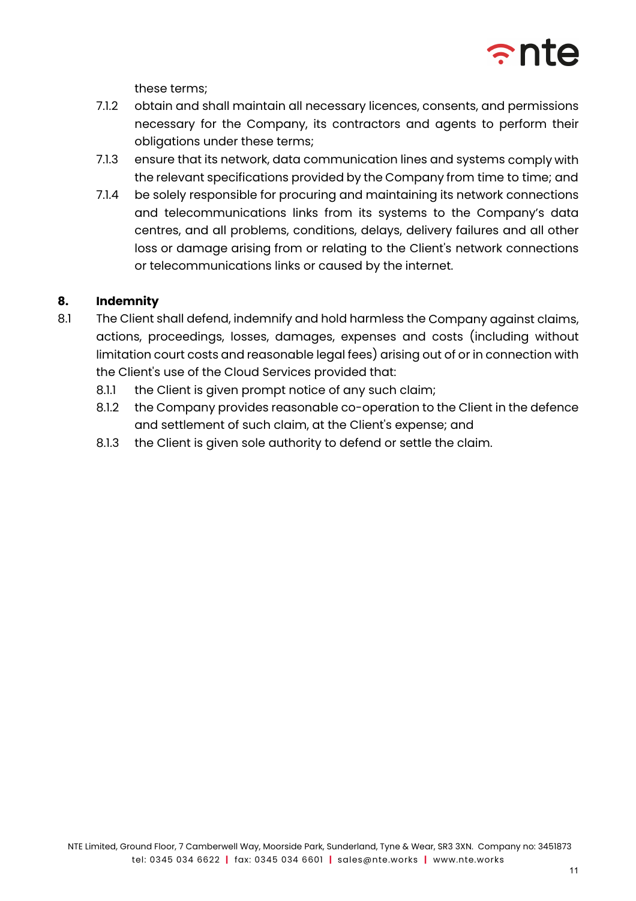these terms;

7.1.2 obtain and shall maintain all necessary licences, consents, and permissions necessary for the Company, its contractors and agents to perform their obligations under these terms;

7.1.3 ensure that its network, data communication lines and systems comply with the relevant specifications provided by the Company from time to time; and

7.1.4 be solely responsible for procuring and maintaining its network connections and telecommunications links from its systems to the Company's data centres, and all problems, conditions, delays, delivery failures and all other loss or damage arising from or relating to the Client's network connections or telecommunications links or caused by the internet.

## 8. Indemnity

8.1 The Client shall defend, indemnify and hold harmless the Company against claims, actions, proceedings, losses, damages, expenses and costs (including without limitation court costs and reasonable legal fees) arising out of or in connection with the Client's use of the Cloud Services provided that:

8.1.1 the Client is given prompt notice of any such claim;

8.1.2 the Company provides reasonable co-operation to the Client in the defence and settlement of such claim, at the Client's expense; and

8.1.3 the Client is given sole authority to defend or settle the claim.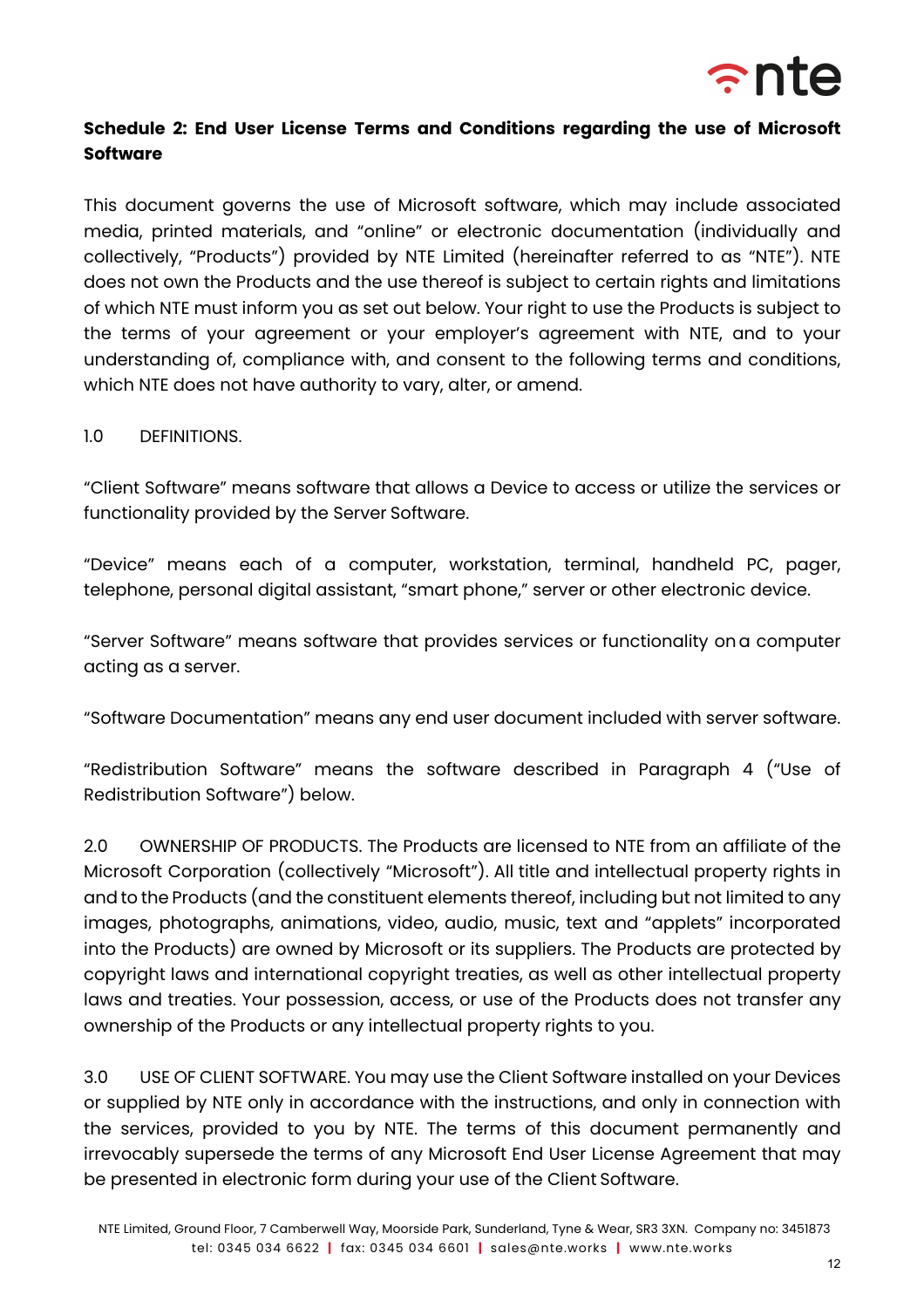## Schedule 2: End User License Terms and Conditions regarding the use of Microsoft Software

This document governs the use of Microsoft software, which may include associated media, printed materials, and "online" or electronic documentation (individually and collectively, "Products") provided by NTE Limited (hereinafter referred to as "NTE"). NTE does not own the Products and the use thereof is subject to certain rights and limitations of which NTE must inform you as set out below. Your right to use the Products is subject to the terms of your agreement or your employer's agreement with NTE, and to your understanding of, compliance with, and consent to the following terms and conditions, which NTE does not have authority to vary, alter, or amend.

1.0 DEFINITIONS.

"Client Software" means software that allows a Device to access or utilize the services or functionality provided by the Server Software.

"Device" means each of a computer, workstation, terminal, handheld PC, pager, telephone, personal digital assistant, "smart phone," server or other electronic device.

"Server Software" means software that provides services or functionality on a computer acting as a server.

"Software Documentation" means any end user document included with server software.

"Redistribution Software" means the software described in Paragraph 4 ("Use of Redistribution Software") below.

2.0 OWNERSHIP OF PRODUCTS. The Products are licensed to NTE from an affiliate of the Microsoft Corporation (collectively "Microsoft"). All title and intellectual property rights in and to the Products (and the constituent elements thereof, including but not limited to any images, photographs, animations, video, audio, music, text and "applets" incorporated into the Products) are owned by Microsoft or its suppliers. The Products are protected by copyright laws and international copyright treaties, as well as other intellectual property laws and treaties. Your possession, access, or use of the Products does not transfer any ownership of the Products or any intellectual property rights to you.

3.0 USE OF CLIENT SOFTWARE. You may use the Client Software installed on your Devices or supplied by NTE only in accordance with the instructions, and only in connection with the services, provided to you by NTE. The terms of this document permanently and irrevocably supersede the terms of any Microsoft End User License Agreement that may be presented in electronic form during your use of the Client Software.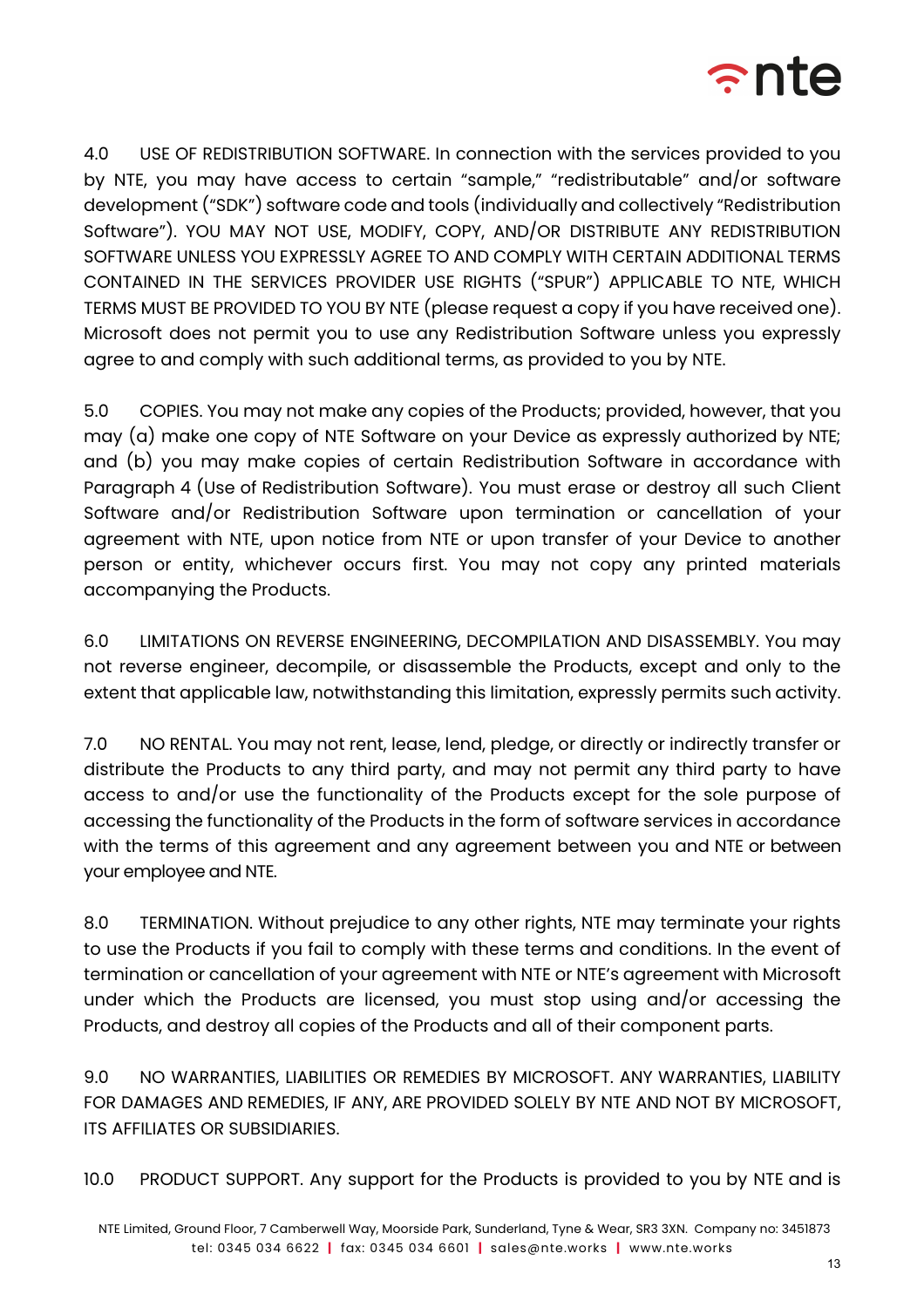4.0 USE OF REDISTRIBUTION SOFTWARE. In connection with the services provided to you by NTE, you may have access to certain "sample," "redistributable" and/or software development ("SDK") software code and tools (individually and collectively "Redistribution Software"). YOU MAY NOT USE, MODIFY, COPY, AND/OR DISTRIBUTE ANY REDISTRIBUTION SOFTWARE UNLESS YOU EXPRESSLY AGREE TO AND COMPLY WITH CERTAIN ADDITIONAL TERMS CONTAINED IN THE SERVICES PROVIDER USE RIGHTS ("SPUR") APPLICABLE TO NTE, WHICH TERMS MUST BE PROVIDED TO YOU BY NTE (please request a copy if you have received one). Microsoft does not permit you to use any Redistribution Software unless you expressly agree to and comply with such additional terms, as provided to you by NTE.

5.0 COPIES. You may not make any copies of the Products; provided, however, that you may (a) make one copy of NTE Software on your Device as expressly authorized by NTE; and (b) you may make copies of certain Redistribution Software in accordance with Paragraph 4 (Use of Redistribution Software). You must erase or destroy all such Client Software and/or Redistribution Software upon termination or cancellation of your agreement with NTE, upon notice from NTE or upon transfer of your Device to another person or entity, whichever occurs first. You may not copy any printed materials accompanying the Products.

6.0 LIMITATIONS ON REVERSE ENGINEERING, DECOMPILATION AND DISASSEMBLY. You may not reverse engineer, decompile, or disassemble the Products, except and only to the extent that applicable law, notwithstanding this limitation, expressly permits such activity.

7.0 NO RENTAL. You may not rent, lease, lend, pledge, or directly or indirectly transfer or distribute the Products to any third party, and may not permit any third party to have access to and/or use the functionality of the Products except for the sole purpose of accessing the functionality of the Products in the form of software services in accordance with the terms of this agreement and any agreement between you and NTE or between your employee and NTE.

8.0 TERMINATION. Without prejudice to any other rights, NTE may terminate your rights to use the Products if you fail to comply with these terms and conditions. In the event of termination or cancellation of your agreement with NTE or NTE's agreement with Microsoft under which the Products are licensed, you must stop using and/or accessing the Products, and destroy all copies of the Products and all of their component parts.

9.0 NO WARRANTIES, LIABILITIES OR REMEDIES BY MICROSOFT. ANY WARRANTIES, LIABILITY FOR DAMAGES AND REMEDIES, IF ANY, ARE PROVIDED SOLELY BY NTE AND NOT BY MICROSOFT, ITS AFFILIATES OR SUBSIDIARIES.

10.0 PRODUCT SUPPORT. Any support for the Products is provided to you by NTE and is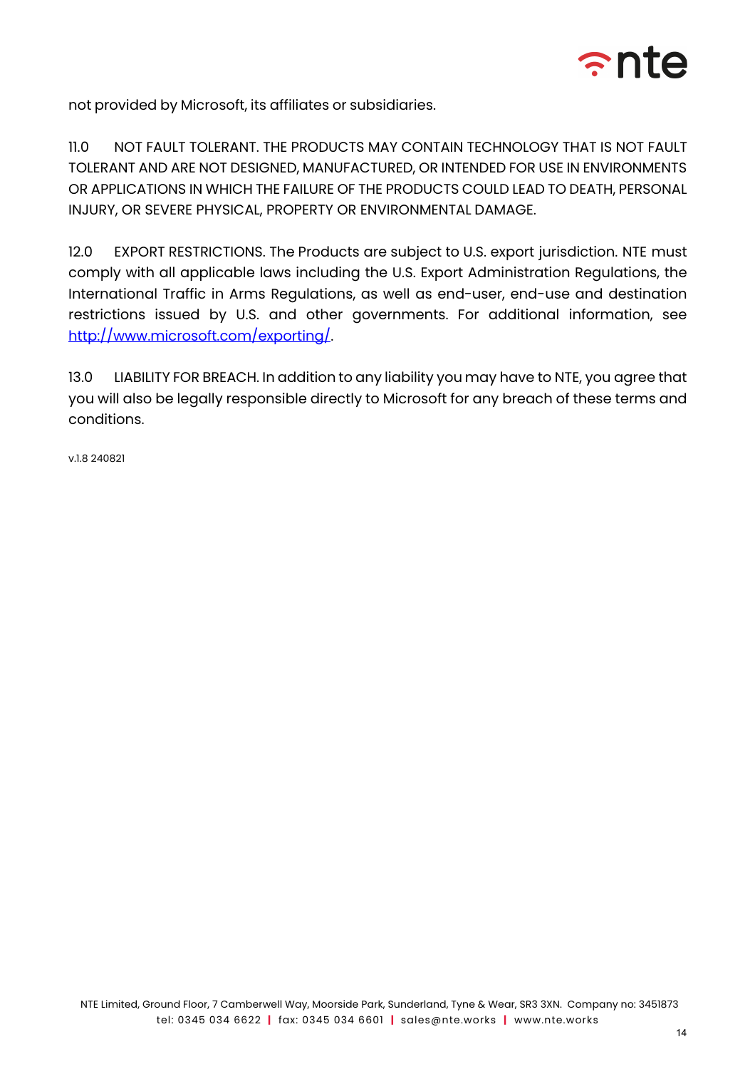not provided by Microsoft, its affiliates or subsidiaries.

11.0 NOT FAULT TOLERANT. THE PRODUCTS MAY CONTAIN TECHNOLOGY THAT IS NOT FAULT TOLERANT AND ARE NOT DESIGNED, MANUFACTURED, OR INTENDED FOR USE IN ENVIRONMENTS OR APPLICATIONS IN WHICH THE FAILURE OF THE PRODUCTS COULD LEAD TO DEATH, PERSONAL INJURY, OR SEVERE PHYSICAL, PROPERTY OR ENVIRONMENTAL DAMAGE.

12.0 EXPORT RESTRICTIONS. The Products are subject to U.S. export jurisdiction. NTE must comply with all applicable laws including the U.S. Export Administration Regulations, the International Traffic in Arms Regulations, as well as end-user, end-use and destination restrictions issued by U.S. and other governments. For additional information, see [http://www.microsoft.com/exporting/](http://www.microsoft.com/exporting/).

13.0 LIABILITY FOR BREACH. In addition to any liability you may have to NTE, you agree that you will also be legally responsible directly to Microsoft for any breach of these terms and conditions.

v.1.8 240821